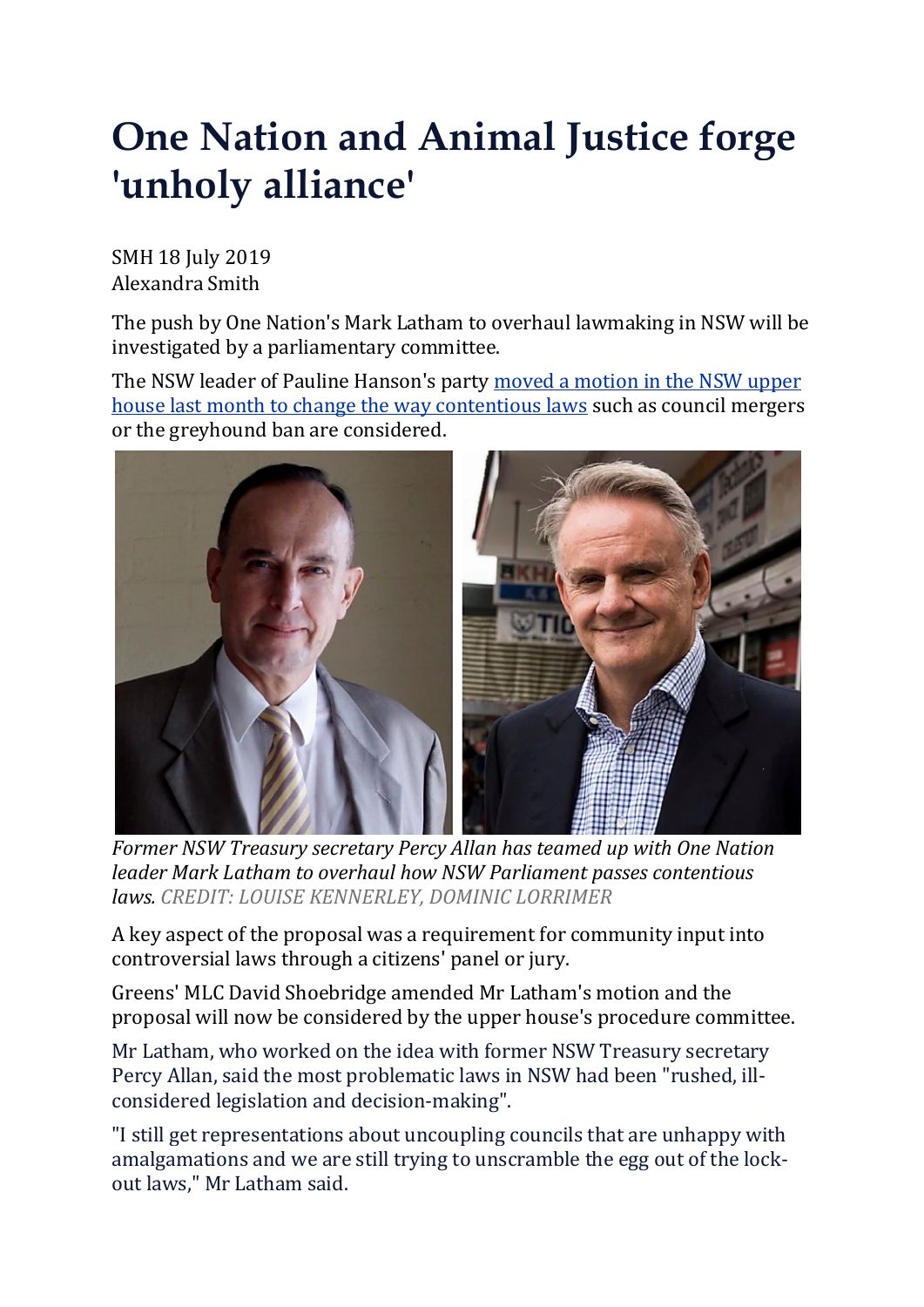# One Nation and Animal Justice forge 'unholy alliance'

SMH 18 July 2019
Alexandra Smith

The push by One Nation's Mark Latham to overhaul lawmaking in NSW will be investigated by a parliamentary committee.

The NSW leader of Pauline Hanson's party moved a motion in the NSW upper house last month to change the way contentious laws such as council mergers or the greyhound ban are considered.

*Former NSW Treasury secretary Percy Allan has teamed up with One Nation leader Mark Latham to overhaul how NSW Parliament passes contentious laws.* CREDIT: LOUISE KENNERLEY, DOMINIC LORRIMER

A key aspect of the proposal was a requirement for community input into controversial laws through a citizens' panel or jury.

Greens' MLC David Shoebridge amended Mr Latham's motion and the proposal will now be considered by the upper house's procedure committee.

Mr Latham, who worked on the idea with former NSW Treasury secretary Percy Allan, said the most problematic laws in NSW had been "rushed, ill-considered legislation and decision-making".

"I still get representations about uncoupling councils that are unhappy with amalgamations and we are still trying to unscramble the egg out of the lock-out laws," Mr Latham said.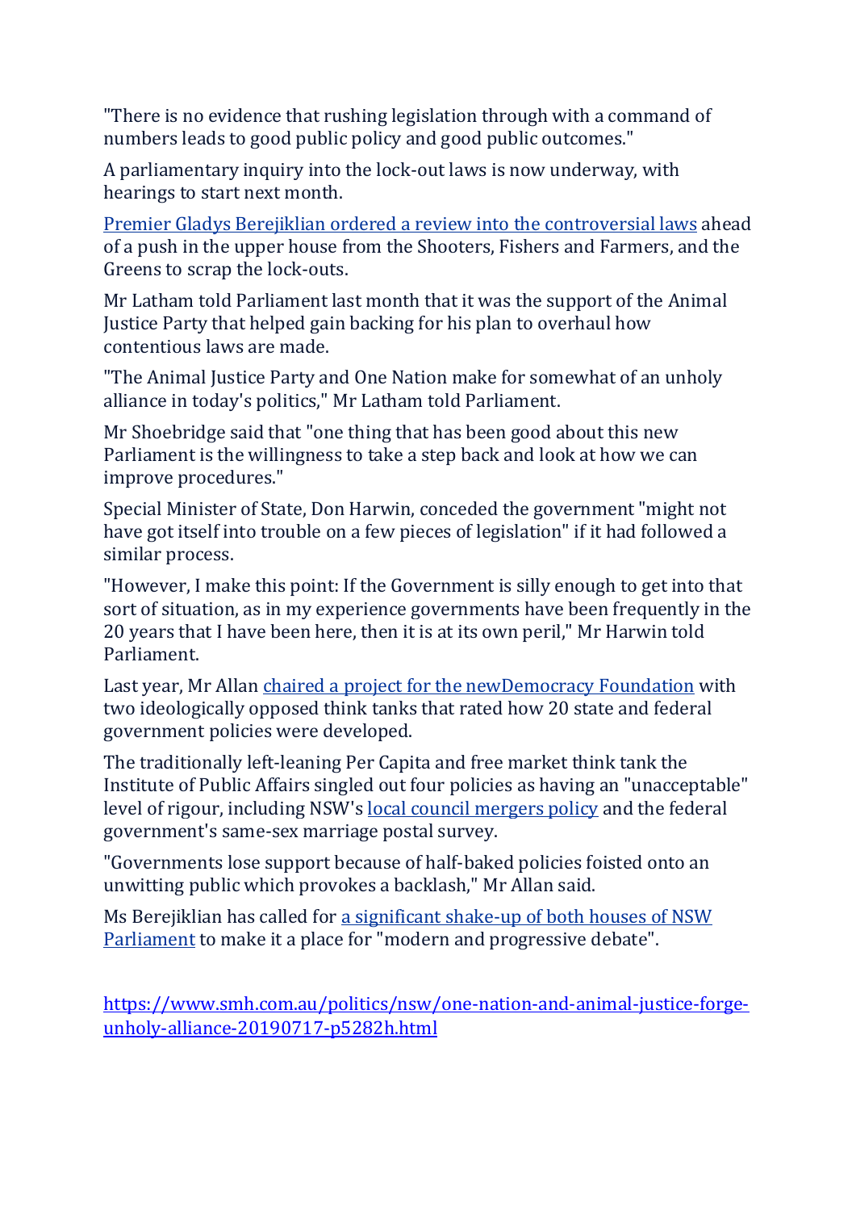"There is no evidence that rushing legislation through with a command of numbers leads to good public policy and good public outcomes."

A parliamentary inquiry into the lock-out laws is now underway, with hearings to start next month.

Premier Gladys Berejiklian ordered a review into the controversial laws ahead of a push in the upper house from the Shooters, Fishers and Farmers, and the Greens to scrap the lock-outs.

Mr Latham told Parliament last month that it was the support of the Animal Justice Party that helped gain backing for his plan to overhaul how contentious laws are made.

"The Animal Justice Party and One Nation make for somewhat of an unholy alliance in today's politics," Mr Latham told Parliament.

Mr Shoebridge said that "one thing that has been good about this new Parliament is the willingness to take a step back and look at how we can improve procedures."

Special Minister of State, Don Harwin, conceded the government "might not have got itself into trouble on a few pieces of legislation" if it had followed a similar process.

"However, I make this point: If the Government is silly enough to get into that sort of situation, as in my experience governments have been frequently in the 20 years that I have been here, then it is at its own peril," Mr Harwin told Parliament.

Last year, Mr Allan chaired a project for the newDemocracy Foundation with two ideologically opposed think tanks that rated how 20 state and federal government policies were developed.

The traditionally left-leaning Per Capita and free market think tank the Institute of Public Affairs singled out four policies as having an "unacceptable" level of rigour, including NSW's local council mergers policy and the federal government's same-sex marriage postal survey.

"Governments lose support because of half-baked policies foisted onto an unwitting public which provokes a backlash," Mr Allan said.

Ms Berejiklian has called for a significant shake-up of both houses of NSW Parliament to make it a place for "modern and progressive debate".

https://www.smh.com.au/politics/nsw/one-nation-and-animal-justice-forge-unholy-alliance-20190717-p5282h.html